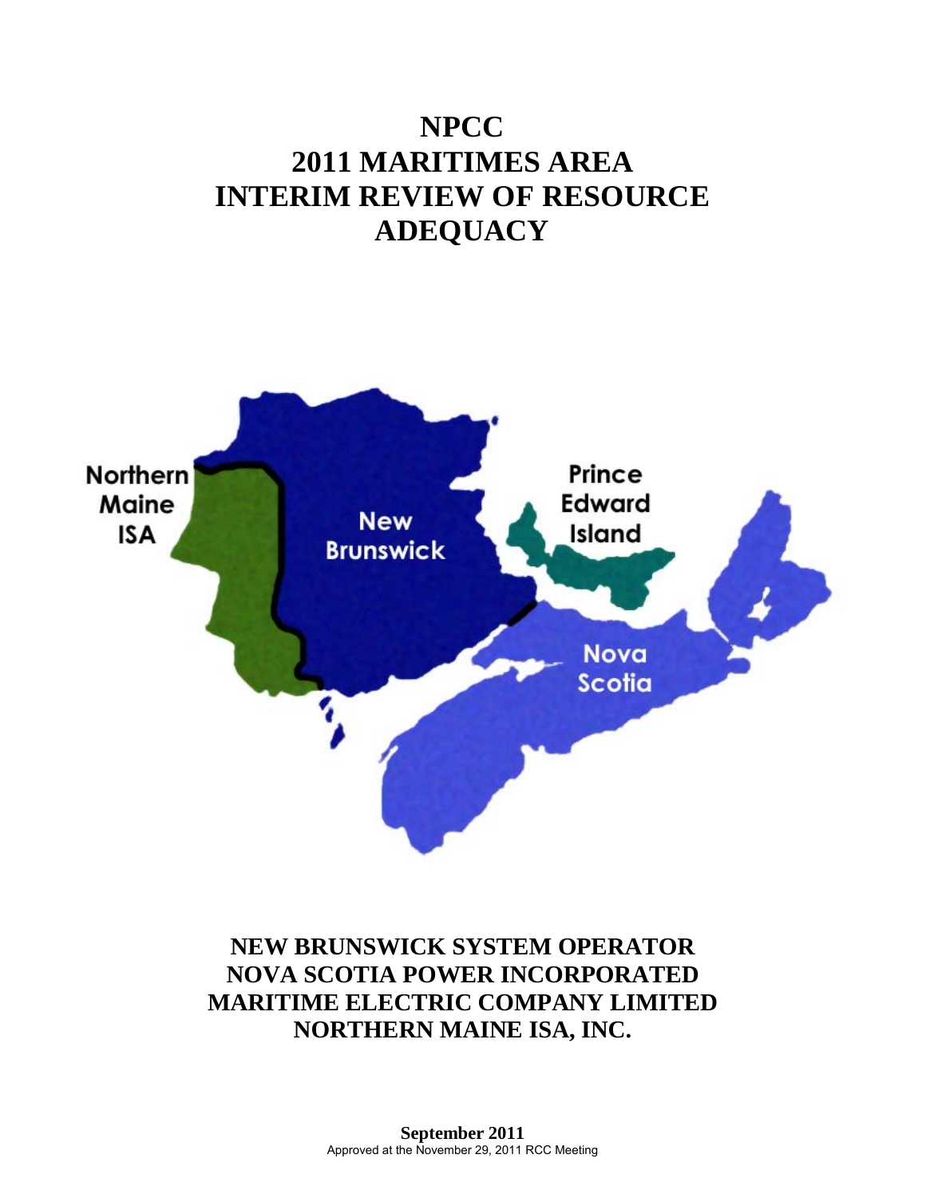# NPCC
# 2011 MARITIMES AREA
# INTERIM REVIEW OF RESOURCE ADEQUACY

Northern Maine ISA

New Brunswick

Prince Edward Island

Nova Scotia

**NEW BRUNSWICK SYSTEM OPERATOR**
**NOVA SCOTIA POWER INCORPORATED**
**MARITIME ELECTRIC COMPANY LIMITED**
**NORTHERN MAINE ISA, INC.**

**September 2011**
Approved at the November 29, 2011 RCC Meeting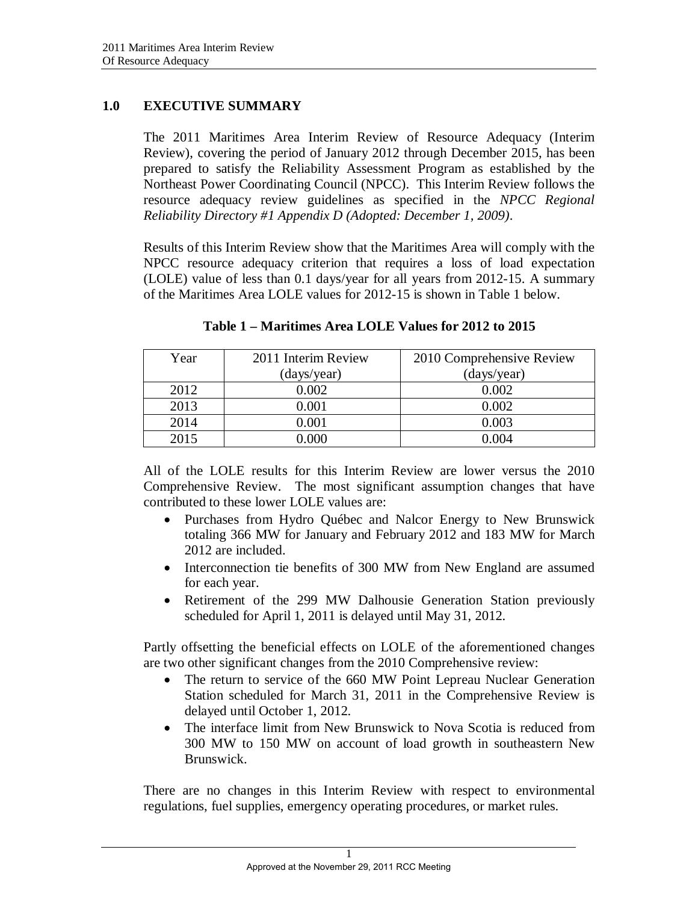# 1.0 EXECUTIVE SUMMARY

The 2011 Maritimes Area Interim Review of Resource Adequacy (Interim Review), covering the period of January 2012 through December 2015, has been prepared to satisfy the Reliability Assessment Program as established by the Northeast Power Coordinating Council (NPCC). This Interim Review follows the resource adequacy review guidelines as specified in the *NPCC Regional Reliability Directory #1 Appendix D (Adopted: December 1, 2009)*.

Results of this Interim Review show that the Maritimes Area will comply with the NPCC resource adequacy criterion that requires a loss of load expectation (LOLE) value of less than 0.1 days/year for all years from 2012-15. A summary of the Maritimes Area LOLE values for 2012-15 is shown in Table 1 below.

**Table 1 – Maritimes Area LOLE Values for 2012 to 2015**

| Year | 2011 Interim Review (days/year) | 2010 Comprehensive Review (days/year) |
|---|---|---|
| 2012 | 0.002 | 0.002 |
| 2013 | 0.001 | 0.002 |
| 2014 | 0.001 | 0.003 |
| 2015 | 0.000 | 0.004 |

All of the LOLE results for this Interim Review are lower versus the 2010 Comprehensive Review. The most significant assumption changes that have contributed to these lower LOLE values are:

- Purchases from Hydro Québec and Nalcor Energy to New Brunswick totaling 366 MW for January and February 2012 and 183 MW for March 2012 are included.
- Interconnection tie benefits of 300 MW from New England are assumed for each year.
- Retirement of the 299 MW Dalhousie Generation Station previously scheduled for April 1, 2011 is delayed until May 31, 2012.

Partly offsetting the beneficial effects on LOLE of the aforementioned changes are two other significant changes from the 2010 Comprehensive review:

- The return to service of the 660 MW Point Lepreau Nuclear Generation Station scheduled for March 31, 2011 in the Comprehensive Review is delayed until October 1, 2012.
- The interface limit from New Brunswick to Nova Scotia is reduced from 300 MW to 150 MW on account of load growth in southeastern New Brunswick.

There are no changes in this Interim Review with respect to environmental regulations, fuel supplies, emergency operating procedures, or market rules.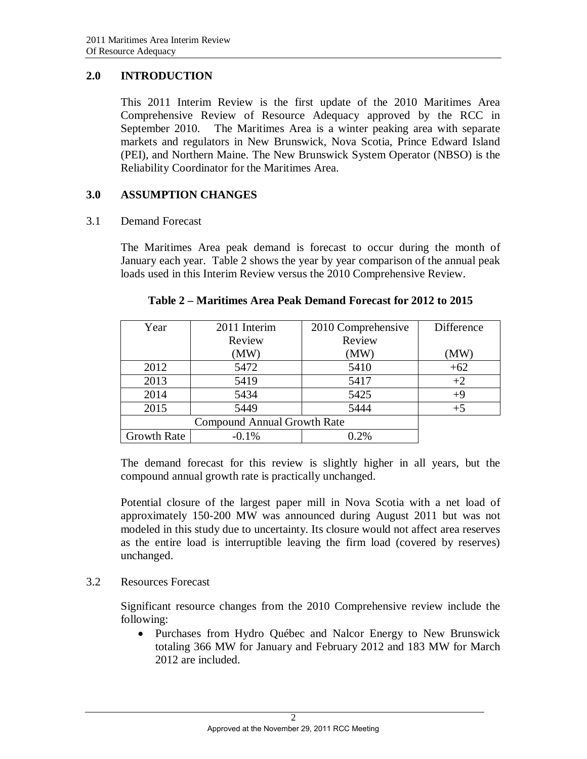## 2.0 INTRODUCTION

This 2011 Interim Review is the first update of the 2010 Maritimes Area Comprehensive Review of Resource Adequacy approved by the RCC in September 2010. The Maritimes Area is a winter peaking area with separate markets and regulators in New Brunswick, Nova Scotia, Prince Edward Island (PEI), and Northern Maine. The New Brunswick System Operator (NBSO) is the Reliability Coordinator for the Maritimes Area.

## 3.0 ASSUMPTION CHANGES

### 3.1 Demand Forecast

The Maritimes Area peak demand is forecast to occur during the month of January each year. Table 2 shows the year by year comparison of the annual peak loads used in this Interim Review versus the 2010 Comprehensive Review.

**Table 2 – Maritimes Area Peak Demand Forecast for 2012 to 2015**

| Year | 2011 Interim Review (MW) | 2010 Comprehensive Review (MW) | Difference (MW) |
|---|---|---|---|
| 2012 | 5472 | 5410 | +62 |
| 2013 | 5419 | 5417 | +2 |
| 2014 | 5434 | 5425 | +9 |
| 2015 | 5449 | 5444 | +5 |
| Compound Annual Growth Rate | | | |
| Growth Rate | -0.1% | 0.2% | |

The demand forecast for this review is slightly higher in all years, but the compound annual growth rate is practically unchanged.

Potential closure of the largest paper mill in Nova Scotia with a net load of approximately 150-200 MW was announced during August 2011 but was not modeled in this study due to uncertainty. Its closure would not affect area reserves as the entire load is interruptible leaving the firm load (covered by reserves) unchanged.

### 3.2 Resources Forecast

Significant resource changes from the 2010 Comprehensive review include the following:

- Purchases from Hydro Québec and Nalcor Energy to New Brunswick totaling 366 MW for January and February 2012 and 183 MW for March 2012 are included.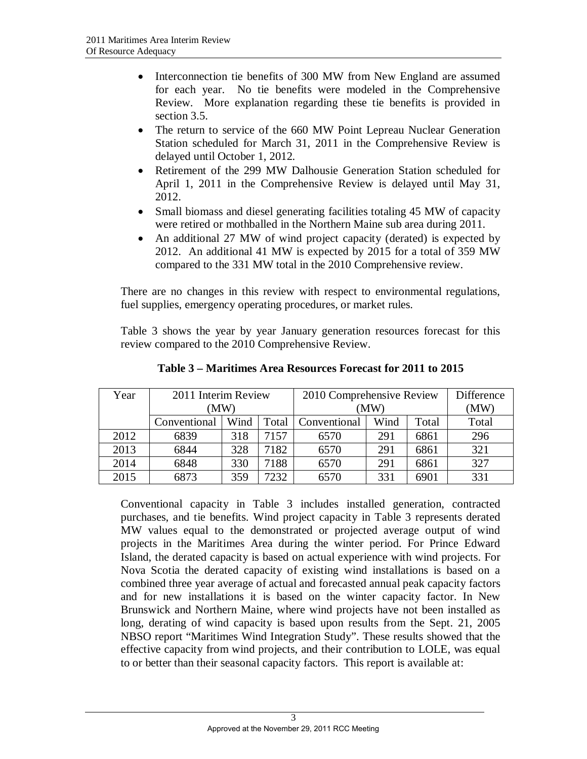- Interconnection tie benefits of 300 MW from New England are assumed for each year. No tie benefits were modeled in the Comprehensive Review. More explanation regarding these tie benefits is provided in section 3.5.
- The return to service of the 660 MW Point Lepreau Nuclear Generation Station scheduled for March 31, 2011 in the Comprehensive Review is delayed until October 1, 2012.
- Retirement of the 299 MW Dalhousie Generation Station scheduled for April 1, 2011 in the Comprehensive Review is delayed until May 31, 2012.
- Small biomass and diesel generating facilities totaling 45 MW of capacity were retired or mothballed in the Northern Maine sub area during 2011.
- An additional 27 MW of wind project capacity (derated) is expected by 2012. An additional 41 MW is expected by 2015 for a total of 359 MW compared to the 331 MW total in the 2010 Comprehensive review.

There are no changes in this review with respect to environmental regulations, fuel supplies, emergency operating procedures, or market rules.

Table 3 shows the year by year January generation resources forecast for this review compared to the 2010 Comprehensive Review.

**Table 3 – Maritimes Area Resources Forecast for 2011 to 2015**

| Year | 2011 Interim Review (MW) | | | 2010 Comprehensive Review (MW) | | | Difference (MW) |
|---|---|---|---|---|---|---|---|
| | Conventional | Wind | Total | Conventional | Wind | Total | Total |
| 2012 | 6839 | 318 | 7157 | 6570 | 291 | 6861 | 296 |
| 2013 | 6844 | 328 | 7182 | 6570 | 291 | 6861 | 321 |
| 2014 | 6848 | 330 | 7188 | 6570 | 291 | 6861 | 327 |
| 2015 | 6873 | 359 | 7232 | 6570 | 331 | 6901 | 331 |

Conventional capacity in Table 3 includes installed generation, contracted purchases, and tie benefits. Wind project capacity in Table 3 represents derated MW values equal to the demonstrated or projected average output of wind projects in the Maritimes Area during the winter period. For Prince Edward Island, the derated capacity is based on actual experience with wind projects. For Nova Scotia the derated capacity of existing wind installations is based on a combined three year average of actual and forecasted annual peak capacity factors and for new installations it is based on the winter capacity factor. In New Brunswick and Northern Maine, where wind projects have not been installed as long, derating of wind capacity is based upon results from the Sept. 21, 2005 NBSO report "Maritimes Wind Integration Study". These results showed that the effective capacity from wind projects, and their contribution to LOLE, was equal to or better than their seasonal capacity factors. This report is available at: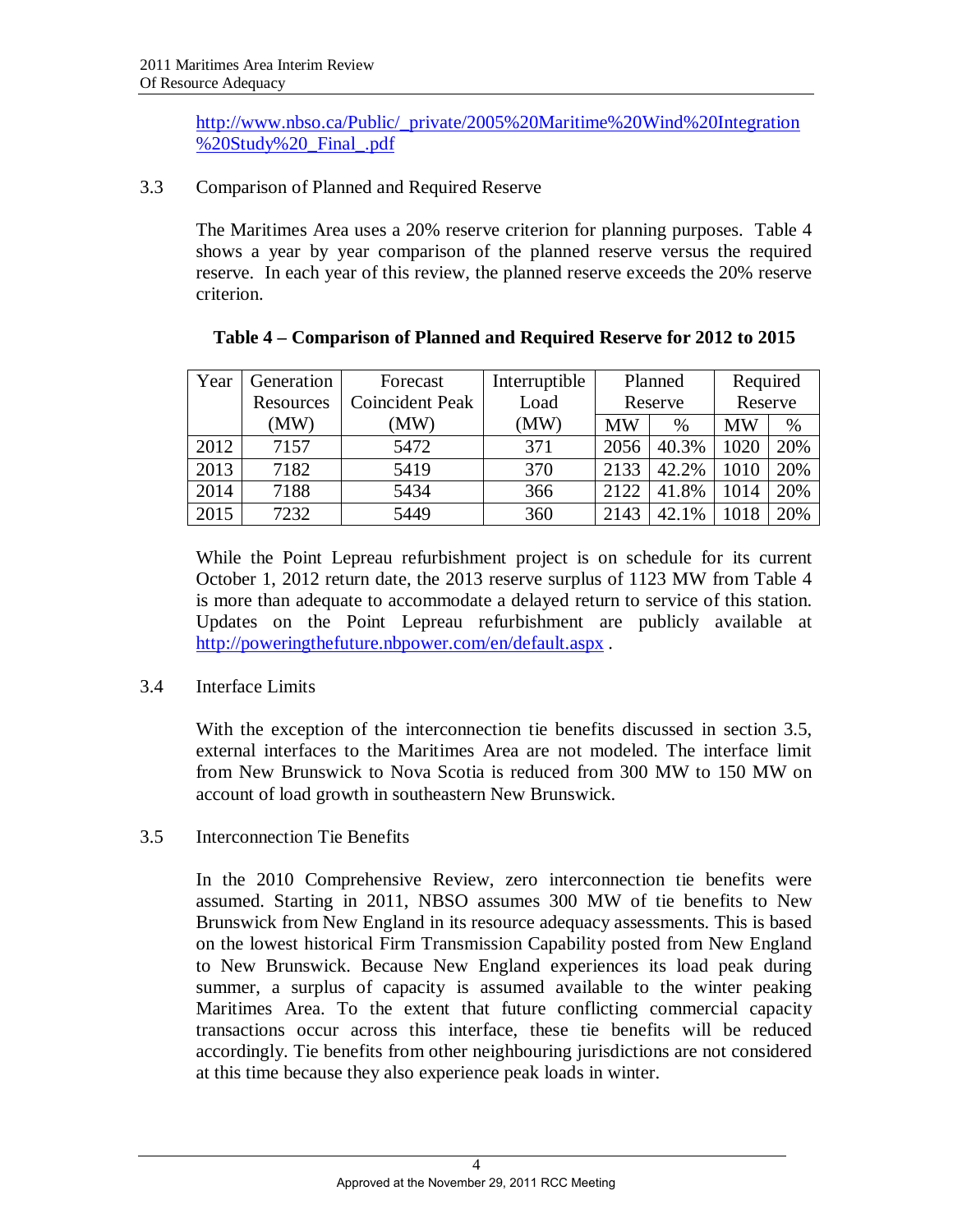http://www.nbso.ca/Public/_private/2005%20Maritime%20Wind%20Integration%20Study%20_Final_.pdf

### 3.3 Comparison of Planned and Required Reserve

The Maritimes Area uses a 20% reserve criterion for planning purposes. Table 4 shows a year by year comparison of the planned reserve versus the required reserve. In each year of this review, the planned reserve exceeds the 20% reserve criterion.

**Table 4 – Comparison of Planned and Required Reserve for 2012 to 2015**

| Year | Generation Resources (MW) | Forecast Coincident Peak (MW) | Interruptible Load (MW) | Planned Reserve | | Required Reserve | |
|---|---|---|---|---|---|---|---|
| | | | | MW | % | MW | % |
| 2012 | 7157 | 5472 | 371 | 2056 | 40.3% | 1020 | 20% |
| 2013 | 7182 | 5419 | 370 | 2133 | 42.2% | 1010 | 20% |
| 2014 | 7188 | 5434 | 366 | 2122 | 41.8% | 1014 | 20% |
| 2015 | 7232 | 5449 | 360 | 2143 | 42.1% | 1018 | 20% |

While the Point Lepreau refurbishment project is on schedule for its current October 1, 2012 return date, the 2013 reserve surplus of 1123 MW from Table 4 is more than adequate to accommodate a delayed return to service of this station. Updates on the Point Lepreau refurbishment are publicly available at http://poweringthefuture.nbpower.com/en/default.aspx .

### 3.4 Interface Limits

With the exception of the interconnection tie benefits discussed in section 3.5, external interfaces to the Maritimes Area are not modeled. The interface limit from New Brunswick to Nova Scotia is reduced from 300 MW to 150 MW on account of load growth in southeastern New Brunswick.

### 3.5 Interconnection Tie Benefits

In the 2010 Comprehensive Review, zero interconnection tie benefits were assumed. Starting in 2011, NBSO assumes 300 MW of tie benefits to New Brunswick from New England in its resource adequacy assessments. This is based on the lowest historical Firm Transmission Capability posted from New England to New Brunswick. Because New England experiences its load peak during summer, a surplus of capacity is assumed available to the winter peaking Maritimes Area. To the extent that future conflicting commercial capacity transactions occur across this interface, these tie benefits will be reduced accordingly. Tie benefits from other neighbouring jurisdictions are not considered at this time because they also experience peak loads in winter.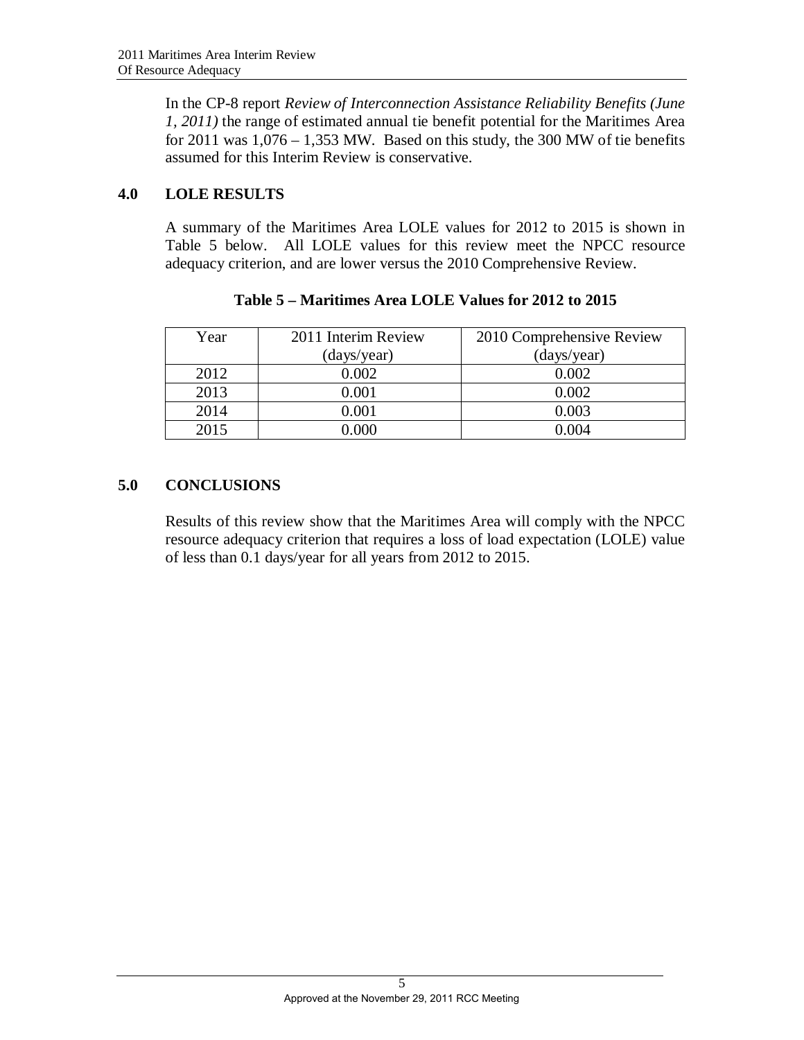In the CP-8 report *Review of Interconnection Assistance Reliability Benefits (June 1, 2011)* the range of estimated annual tie benefit potential for the Maritimes Area for 2011 was 1,076 – 1,353 MW. Based on this study, the 300 MW of tie benefits assumed for this Interim Review is conservative.

## 4.0 LOLE RESULTS

A summary of the Maritimes Area LOLE values for 2012 to 2015 is shown in Table 5 below. All LOLE values for this review meet the NPCC resource adequacy criterion, and are lower versus the 2010 Comprehensive Review.

**Table 5 – Maritimes Area LOLE Values for 2012 to 2015**

| Year | 2011 Interim Review (days/year) | 2010 Comprehensive Review (days/year) |
|---|---|---|
| 2012 | 0.002 | 0.002 |
| 2013 | 0.001 | 0.002 |
| 2014 | 0.001 | 0.003 |
| 2015 | 0.000 | 0.004 |

## 5.0 CONCLUSIONS

Results of this review show that the Maritimes Area will comply with the NPCC resource adequacy criterion that requires a loss of load expectation (LOLE) value of less than 0.1 days/year for all years from 2012 to 2015.